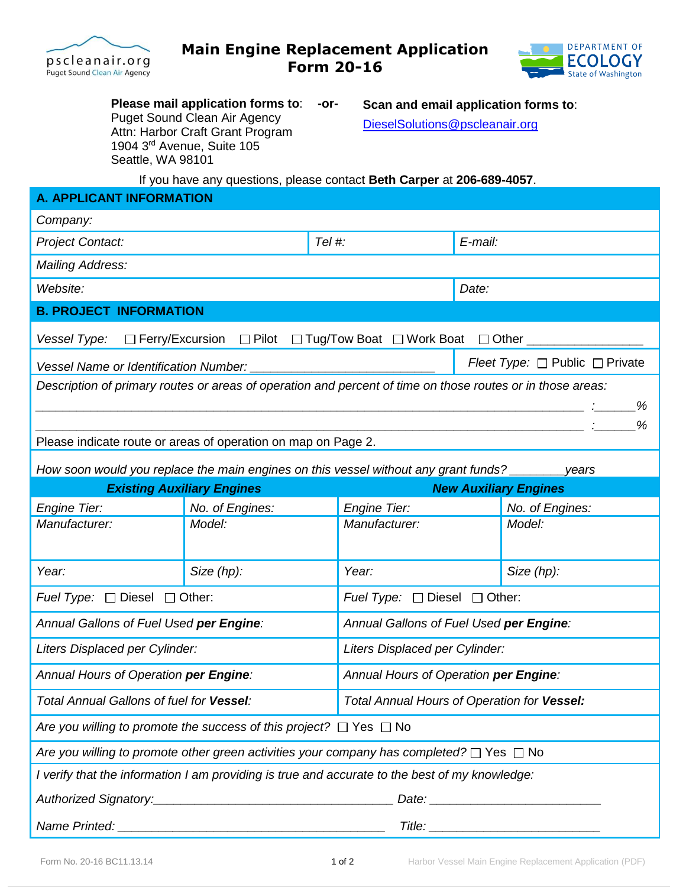# Main Engine Replacement Application Form 20-16

**Please mail application forms to**: **-or-** **Scan and email application forms to**:

Puget Sound Clean Air Agency
Attn: Harbor Craft Grant Program
1904 3rd Avenue, Suite 105
Seattle, WA 98101

DieselSolutions@pscleanair.org

If you have any questions, please contact **Beth Carper** at **206-689-4057**.

## A. APPLICANT INFORMATION

| | | |
|---|---|---|
| *Company:* | | |
| *Project Contact:* | *Tel #:* | *E-mail:* |
| *Mailing Address:* | | |
| *Website:* | | *Date:* |

## B. PROJECT INFORMATION

*Vessel Type:* ☐ Ferry/Excursion ☐ Pilot ☐ Tug/Tow Boat ☐ Work Boat ☐ Other ________________

*Vessel Name or Identification Number:* ___________________________ *Fleet Type:* ☐ Public ☐ Private

*Description of primary routes or areas of operation and percent of time on those routes or in those areas:*

__________________________________________________________________ :______%

__________________________________________________________________ :______%

Please indicate route or areas of operation on map on Page 2.

*How soon would you replace the main engines on this vessel without any grant funds?* ________*years*

| ***Existing Auxiliary Engines*** | | ***New Auxiliary Engines*** | |
|---|---|---|---|
| *Engine Tier:* | *No. of Engines:* | *Engine Tier:* | *No. of Engines:* |
| *Manufacturer:* | *Model:* | *Manufacturer:* | *Model:* |
| *Year:* | *Size (hp):* | *Year:* | *Size (hp):* |
| *Fuel Type:* ☐ Diesel ☐ Other: | | *Fuel Type:* ☐ Diesel ☐ Other: | |
| *Annual Gallons of Fuel Used* ***per Engine****:* | | *Annual Gallons of Fuel Used* ***per Engine****:* | |
| *Liters Displaced per Cylinder:* | | *Liters Displaced per Cylinder:* | |
| *Annual Hours of Operation* ***per Engine****:* | | *Annual Hours of Operation* ***per Engine****:* | |
| *Total Annual Gallons of fuel for* ***Vessel****:* | | *Total Annual Hours of Operation for* ***Vessel:*** | |

*Are you willing to promote the success of this project?* ☐ Yes ☐ No

*Are you willing to promote other green activities your company has completed?* ☐ Yes ☐ No

*I verify that the information I am providing is true and accurate to the best of my knowledge:*

*Authorized Signatory:*___________________________________ *Date:* _________________________

*Name Printed:* _________________________________________ *Title:* _________________________

Form No. 20-16 BC11.13.14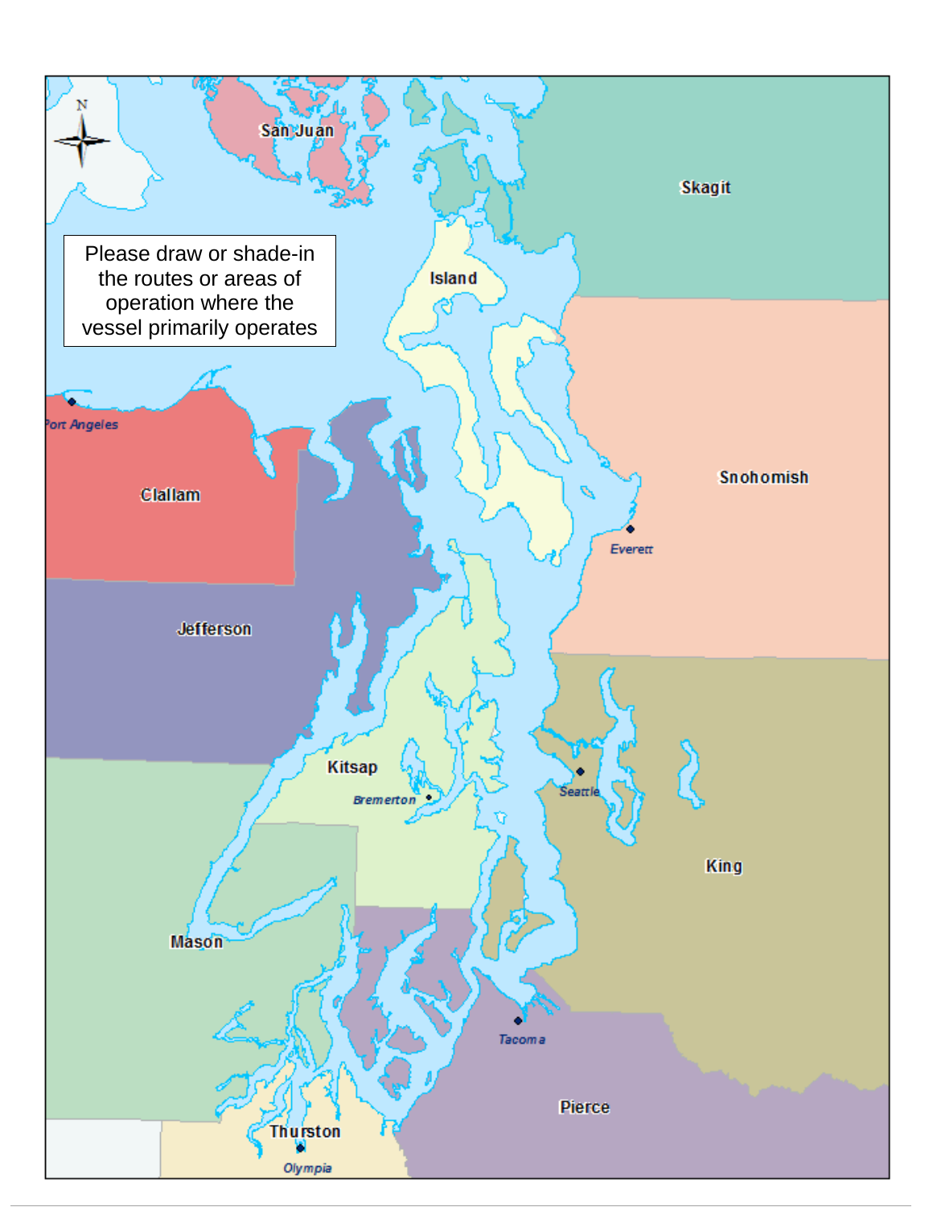Please draw or shade-in the routes or areas of operation where the vessel primarily operates

N

San Juan

Skagit

Island

Snohomish

Everett

Port Angeles

Clallam

Jefferson

Kitsap

Bremerton

Seattle

King

Mason

Tacoma

Pierce

Thurston

Olympia